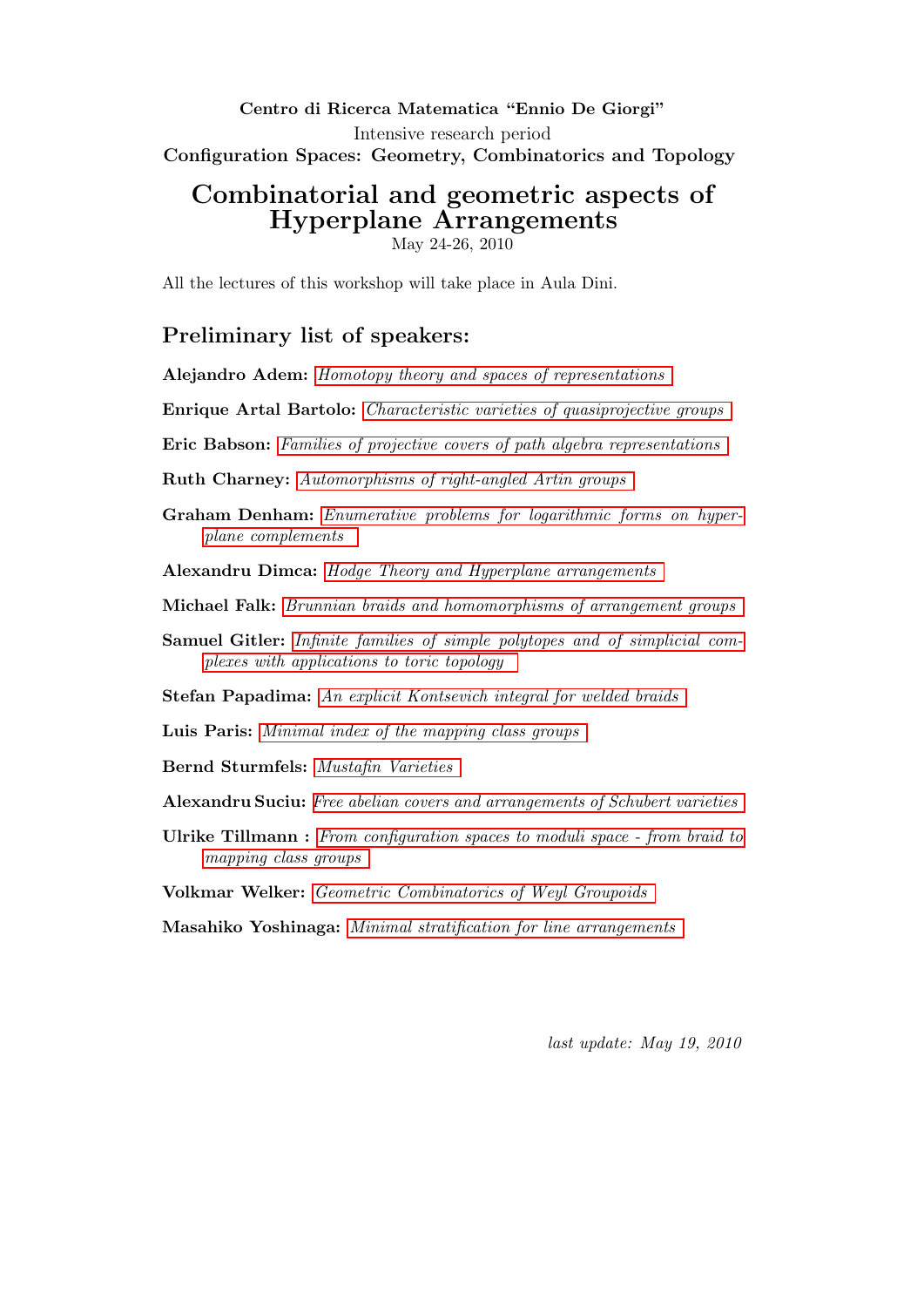**Centro di Ricerca Matematica "Ennio De Giorgi"**

Intensive research period

**Configuration Spaces: Geometry, Combinatorics and Topology**

# Combinatorial and geometric aspects of Hyperplane Arrangements

May 24-26, 2010

All the lectures of this workshop will take place in Aula Dini.

## Preliminary list of speakers:

**Alejandro Adem:** *Homotopy theory and spaces of representations*

**Enrique Artal Bartolo:** *Characteristic varieties of quasiprojective groups*

**Eric Babson:** *Families of projective covers of path algebra representations*

**Ruth Charney:** *Automorphisms of right-angled Artin groups*

**Graham Denham:** *Enumerative problems for logarithmic forms on hyperplane complements*

**Alexandru Dimca:** *Hodge Theory and Hyperplane arrangements*

**Michael Falk:** *Brunnian braids and homomorphisms of arrangement groups*

**Samuel Gitler:** *Infinite families of simple polytopes and of simplicial complexes with applications to toric topology*

**Stefan Papadima:** *An explicit Kontsevich integral for welded braids*

**Luis Paris:** *Minimal index of the mapping class groups*

**Bernd Sturmfels:** *Mustafin Varieties*

**Alexandru Suciu:** *Free abelian covers and arrangements of Schubert varieties*

**Ulrike Tillmann :** *From configuration spaces to moduli space - from braid to mapping class groups*

**Volkmar Welker:** *Geometric Combinatorics of Weyl Groupoids*

**Masahiko Yoshinaga:** *Minimal stratification for line arrangements*

*last update: May 19, 2010*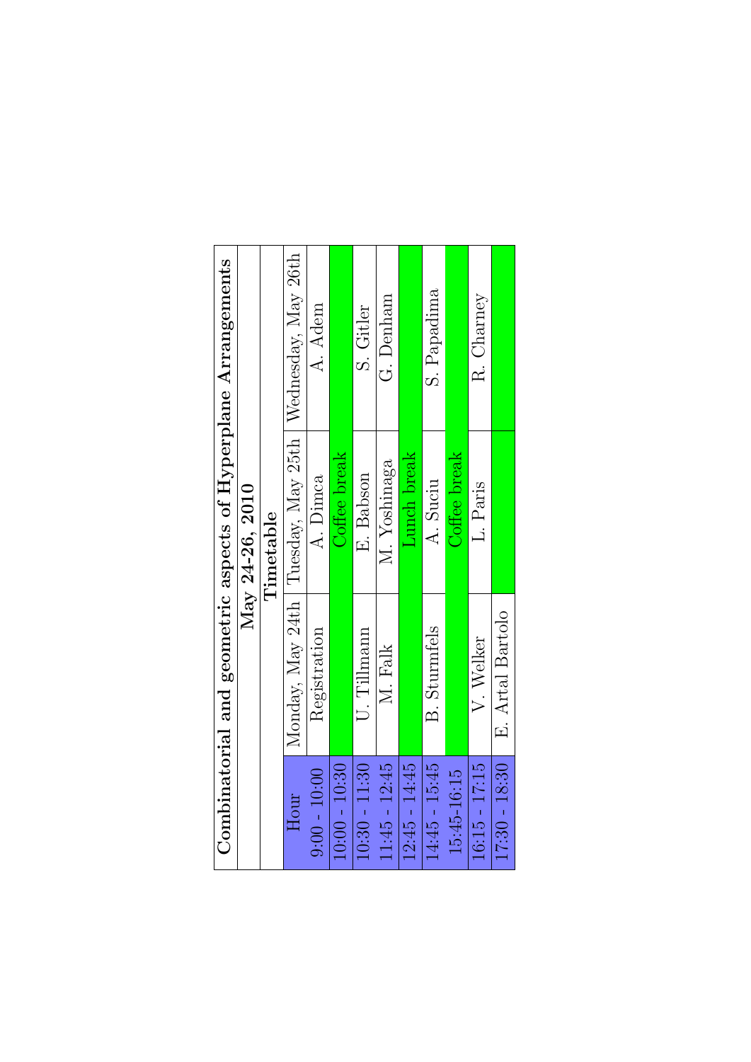# Combinatorial and geometric aspects of Hyperplane Arrangements

## May 24-26, 2010

### Timetable

| Hour | Monday, May 24th | Tuesday, May 25th | Wednesday, May 26th |
|---|---|---|---|
| 9:00 - 10:00 | Registration | A. Dimca | A. Adem |
| 10:00 - 10:30 | | Coffee break | |
| 10:30 - 11:30 | U. Tillmann | E. Babson | S. Gitler |
| 11:45 - 12:45 | M. Falk | M. Yoshinaga | G. Denham |
| 12:45 - 14:45 | | Lunch break | |
| 14:45 - 15:45 | B. Sturmfels | A. Suciu | S. Papadima |
| 15:45-16:15 | | Coffee break | |
| 16:15 - 17:15 | V. Welker | L. Paris | R. Charney |
| 17:30 - 18:30 | E. Artal Bartolo | | |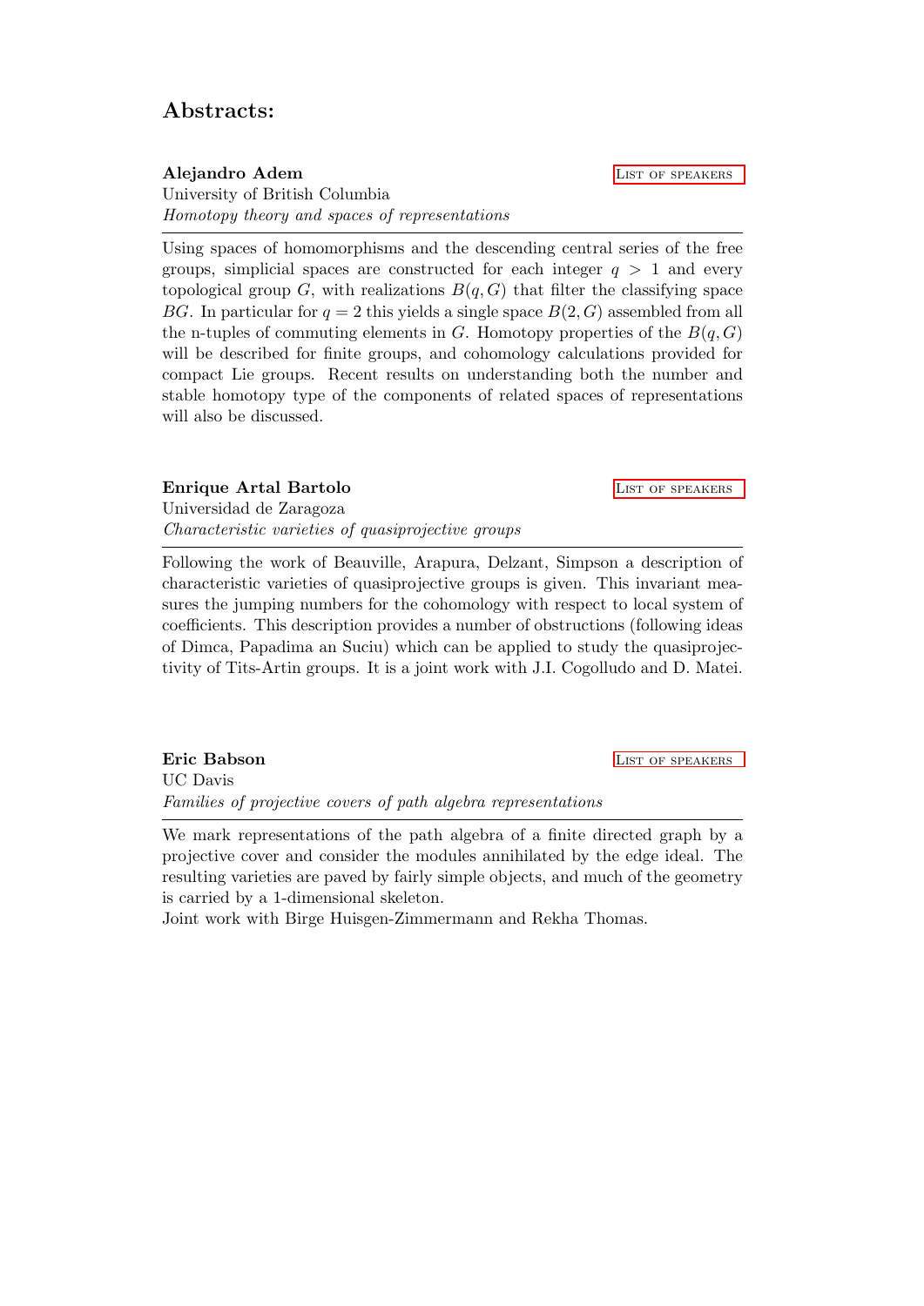## Abstracts:

**Alejandro Adem** List of speakers
University of British Columbia
*Homotopy theory and spaces of representations*

---

Using spaces of homomorphisms and the descending central series of the free groups, simplicial spaces are constructed for each integer $q > 1$ and every topological group $G$, with realizations $B(q, G)$ that filter the classifying space $BG$. In particular for $q = 2$ this yields a single space $B(2, G)$ assembled from all the n-tuples of commuting elements in $G$. Homotopy properties of the $B(q, G)$ will be described for finite groups, and cohomology calculations provided for compact Lie groups. Recent results on understanding both the number and stable homotopy type of the components of related spaces of representations will also be discussed.

**Enrique Artal Bartolo** List of speakers
Universidad de Zaragoza
*Characteristic varieties of quasiprojective groups*

---

Following the work of Beauville, Arapura, Delzant, Simpson a description of characteristic varieties of quasiprojective groups is given. This invariant measures the jumping numbers for the cohomology with respect to local system of coefficients. This description provides a number of obstructions (following ideas of Dimca, Papadima an Suciu) which can be applied to study the quasiprojectivity of Tits-Artin groups. It is a joint work with J.I. Cogolludo and D. Matei.

**Eric Babson** List of speakers
UC Davis
*Families of projective covers of path algebra representations*

---

We mark representations of the path algebra of a finite directed graph by a projective cover and consider the modules annihilated by the edge ideal. The resulting varieties are paved by fairly simple objects, and much of the geometry is carried by a 1-dimensional skeleton.
Joint work with Birge Huisgen-Zimmermann and Rekha Thomas.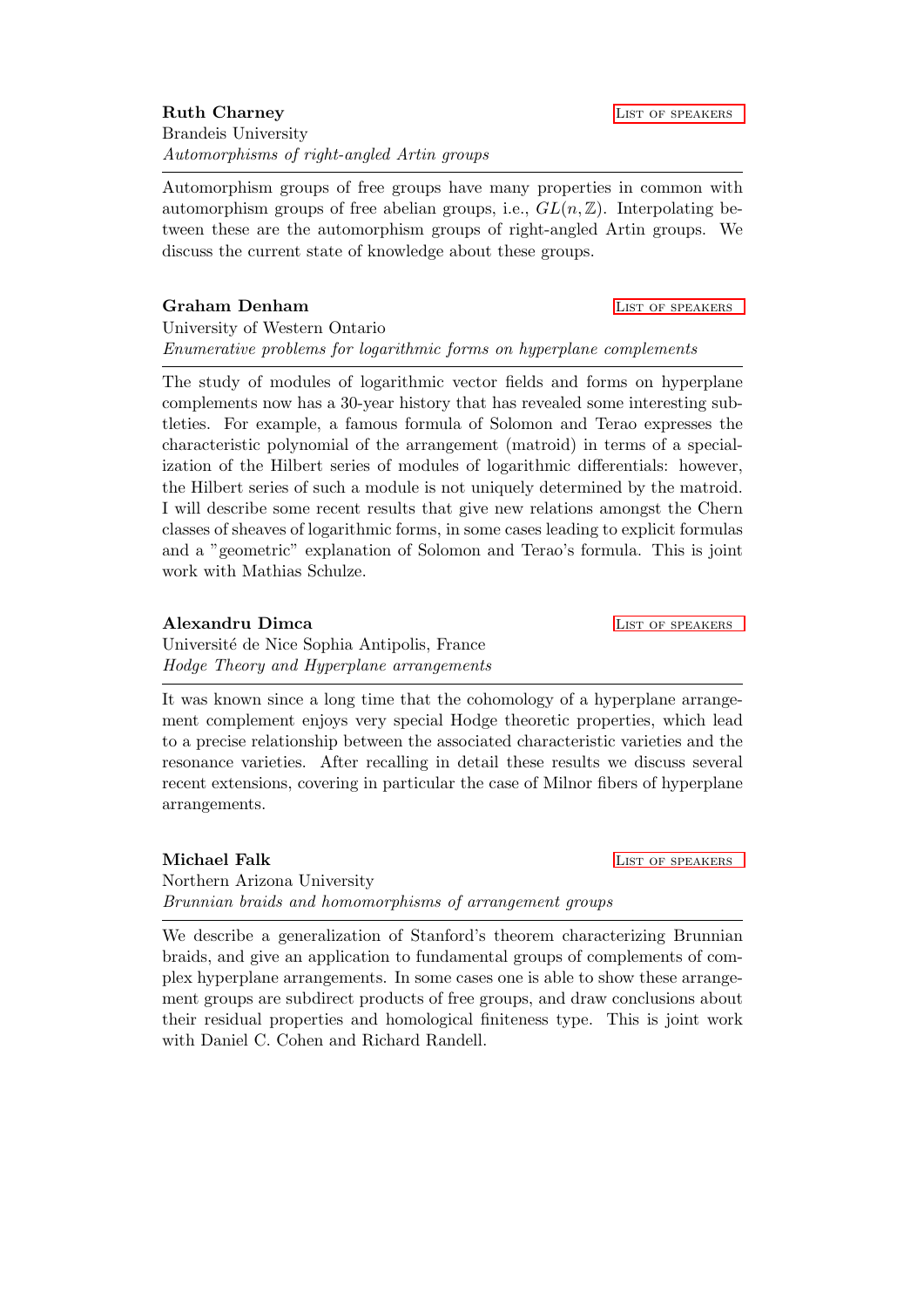**Ruth Charney** List of speakers

Brandeis University

*Automorphisms of right-angled Artin groups*

---

Automorphism groups of free groups have many properties in common with automorphism groups of free abelian groups, i.e., $GL(n, \mathbb{Z})$. Interpolating between these are the automorphism groups of right-angled Artin groups. We discuss the current state of knowledge about these groups.

**Graham Denham** List of speakers

University of Western Ontario

*Enumerative problems for logarithmic forms on hyperplane complements*

---

The study of modules of logarithmic vector fields and forms on hyperplane complements now has a 30-year history that has revealed some interesting subtleties. For example, a famous formula of Solomon and Terao expresses the characteristic polynomial of the arrangement (matroid) in terms of a specialization of the Hilbert series of modules of logarithmic differentials: however, the Hilbert series of such a module is not uniquely determined by the matroid. I will describe some recent results that give new relations amongst the Chern classes of sheaves of logarithmic forms, in some cases leading to explicit formulas and a "geometric" explanation of Solomon and Terao's formula. This is joint work with Mathias Schulze.

**Alexandru Dimca** List of speakers

Université de Nice Sophia Antipolis, France

*Hodge Theory and Hyperplane arrangements*

---

It was known since a long time that the cohomology of a hyperplane arrangement complement enjoys very special Hodge theoretic properties, which lead to a precise relationship between the associated characteristic varieties and the resonance varieties. After recalling in detail these results we discuss several recent extensions, covering in particular the case of Milnor fibers of hyperplane arrangements.

**Michael Falk** List of speakers

Northern Arizona University

*Brunnian braids and homomorphisms of arrangement groups*

---

We describe a generalization of Stanford's theorem characterizing Brunnian braids, and give an application to fundamental groups of complements of complex hyperplane arrangements. In some cases one is able to show these arrangement groups are subdirect products of free groups, and draw conclusions about their residual properties and homological finiteness type. This is joint work with Daniel C. Cohen and Richard Randell.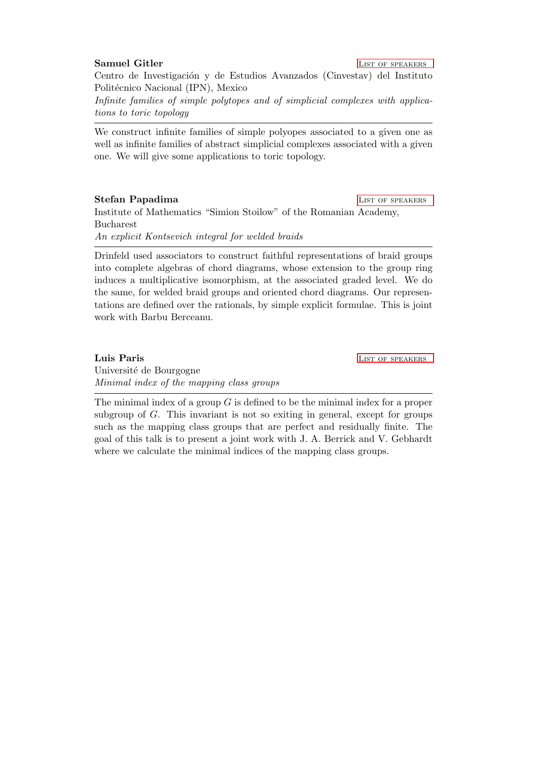**Samuel Gitler** List of speakers

Centro de Investigación y de Estudios Avanzados (Cinvestav) del Instituto Politécnico Nacional (IPN), Mexico

*Infinite families of simple polytopes and of simplicial complexes with applications to toric topology*

---

We construct infinite families of simple polyopes associated to a given one as well as infinite families of abstract simplicial complexes associated with a given one. We will give some applications to toric topology.

**Stefan Papadima** List of speakers

Institute of Mathematics "Simion Stoilow" of the Romanian Academy, Bucharest

*An explicit Kontsevich integral for welded braids*

---

Drinfeld used associators to construct faithful representations of braid groups into complete algebras of chord diagrams, whose extension to the group ring induces a multiplicative isomorphism, at the associated graded level. We do the same, for welded braid groups and oriented chord diagrams. Our representations are defined over the rationals, by simple explicit formulae. This is joint work with Barbu Berceanu.

**Luis Paris** List of speakers

Université de Bourgogne

*Minimal index of the mapping class groups*

---

The minimal index of a group $G$ is defined to be the minimal index for a proper subgroup of $G$. This invariant is not so exiting in general, except for groups such as the mapping class groups that are perfect and residually finite. The goal of this talk is to present a joint work with J. A. Berrick and V. Gebhardt where we calculate the minimal indices of the mapping class groups.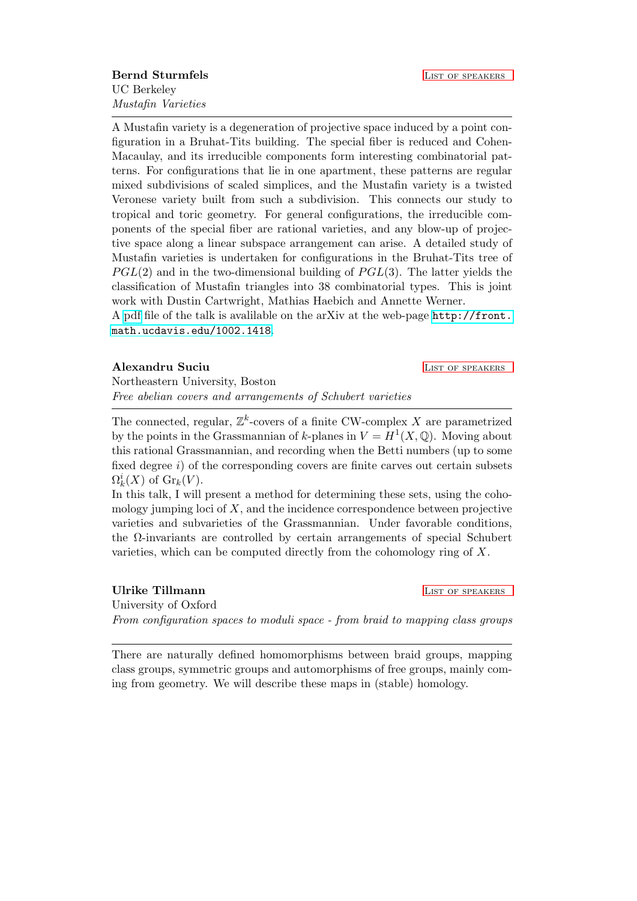**Bernd Sturmfels** List of speakers
UC Berkeley
*Mustafin Varieties*

---

A Mustafin variety is a degeneration of projective space induced by a point configuration in a Bruhat-Tits building. The special fiber is reduced and Cohen-Macaulay, and its irreducible components form interesting combinatorial patterns. For configurations that lie in one apartment, these patterns are regular mixed subdivisions of scaled simplices, and the Mustafin variety is a twisted Veronese variety built from such a subdivision. This connects our study to tropical and toric geometry. For general configurations, the irreducible components of the special fiber are rational varieties, and any blow-up of projective space along a linear subspace arrangement can arise. A detailed study of Mustafin varieties is undertaken for configurations in the Bruhat-Tits tree of $PGL(2)$ and in the two-dimensional building of $PGL(3)$. The latter yields the classification of Mustafin triangles into 38 combinatorial types. This is joint work with Dustin Cartwright, Mathias Haebich and Annette Werner.
A pdf file of the talk is avalilable on the arXiv at the web-page http://front.math.ucdavis.edu/1002.1418.

**Alexandru Suciu** List of speakers
Northeastern University, Boston
*Free abelian covers and arrangements of Schubert varieties*

---

The connected, regular, $\mathbb{Z}^k$-covers of a finite CW-complex $X$ are parametrized by the points in the Grassmannian of $k$-planes in $V = H^1(X, \mathbb{Q})$. Moving about this rational Grassmannian, and recording when the Betti numbers (up to some fixed degree $i$) of the corresponding covers are finite carves out certain subsets $\Omega^i_k(X)$ of $\mathrm{Gr}_k(V)$.
In this talk, I will present a method for determining these sets, using the cohomology jumping loci of $X$, and the incidence correspondence between projective varieties and subvarieties of the Grassmannian. Under favorable conditions, the $\Omega$-invariants are controlled by certain arrangements of special Schubert varieties, which can be computed directly from the cohomology ring of $X$.

**Ulrike Tillmann** List of speakers
University of Oxford
*From configuration spaces to moduli space - from braid to mapping class groups*

---

There are naturally defined homomorphisms between braid groups, mapping class groups, symmetric groups and automorphisms of free groups, mainly coming from geometry. We will describe these maps in (stable) homology.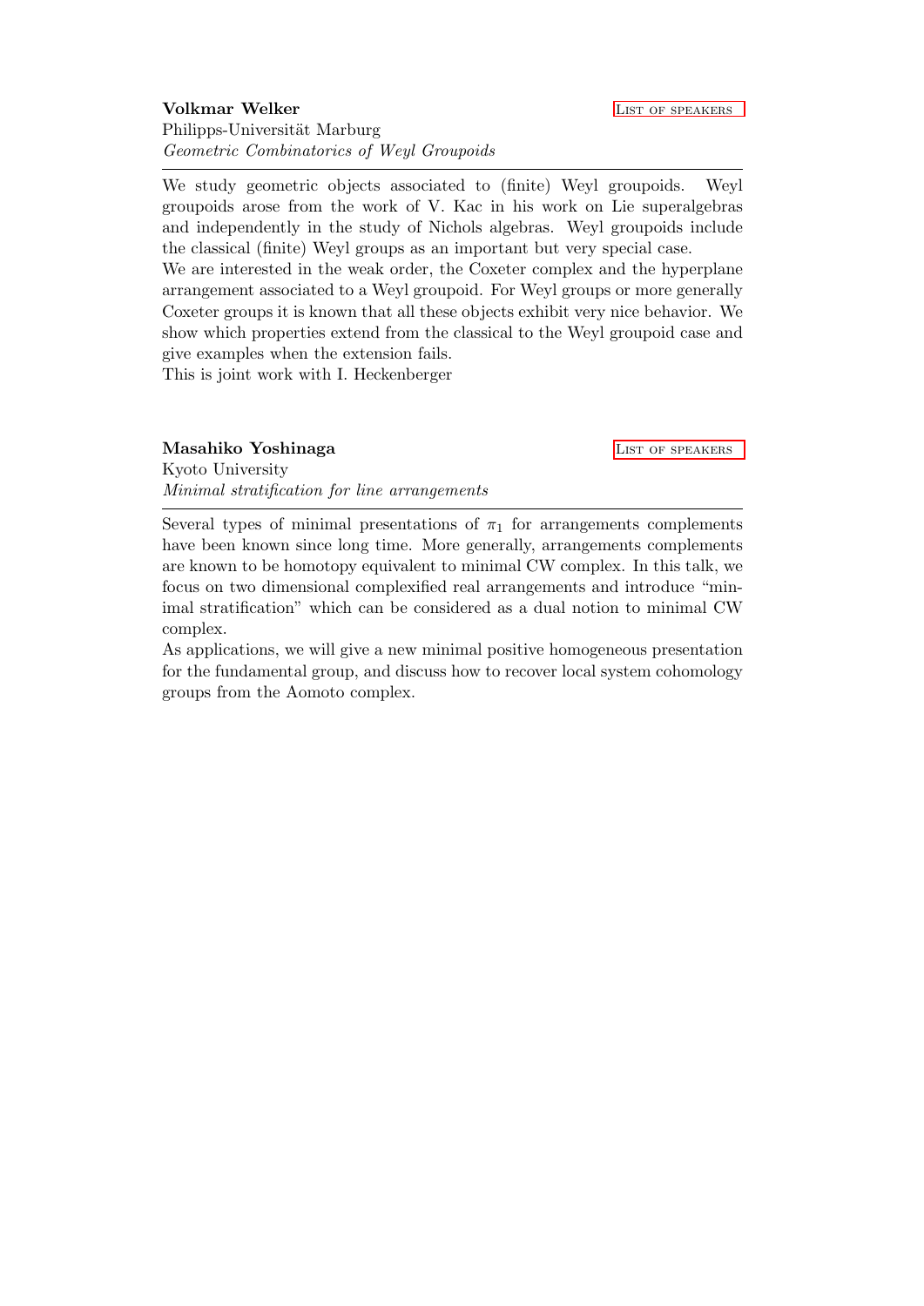**Volkmar Welker** List of speakers

Philipps-Universität Marburg

*Geometric Combinatorics of Weyl Groupoids*

---

We study geometric objects associated to (finite) Weyl groupoids. Weyl groupoids arose from the work of V. Kac in his work on Lie superalgebras and independently in the study of Nichols algebras. Weyl groupoids include the classical (finite) Weyl groups as an important but very special case.

We are interested in the weak order, the Coxeter complex and the hyperplane arrangement associated to a Weyl groupoid. For Weyl groups or more generally Coxeter groups it is known that all these objects exhibit very nice behavior. We show which properties extend from the classical to the Weyl groupoid case and give examples when the extension fails.

This is joint work with I. Heckenberger

**Masahiko Yoshinaga** List of speakers

Kyoto University

*Minimal stratification for line arrangements*

---

Several types of minimal presentations of $\pi_1$ for arrangements complements have been known since long time. More generally, arrangements complements are known to be homotopy equivalent to minimal CW complex. In this talk, we focus on two dimensional complexified real arrangements and introduce "minimal stratification" which can be considered as a dual notion to minimal CW complex.

As applications, we will give a new minimal positive homogeneous presentation for the fundamental group, and discuss how to recover local system cohomology groups from the Aomoto complex.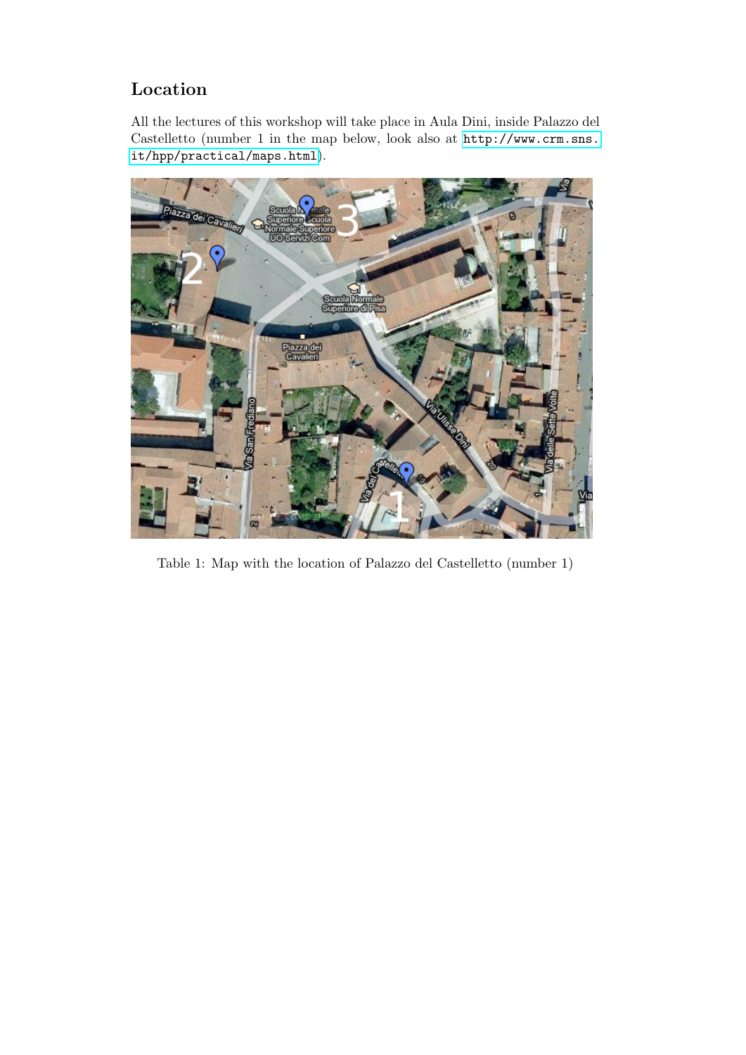## Location

All the lectures of this workshop will take place in Aula Dini, inside Palazzo del Castelletto (number 1 in the map below, look also at http://www.crm.sns.it/hpp/practical/maps.html).

Table 1: Map with the location of Palazzo del Castelletto (number 1)